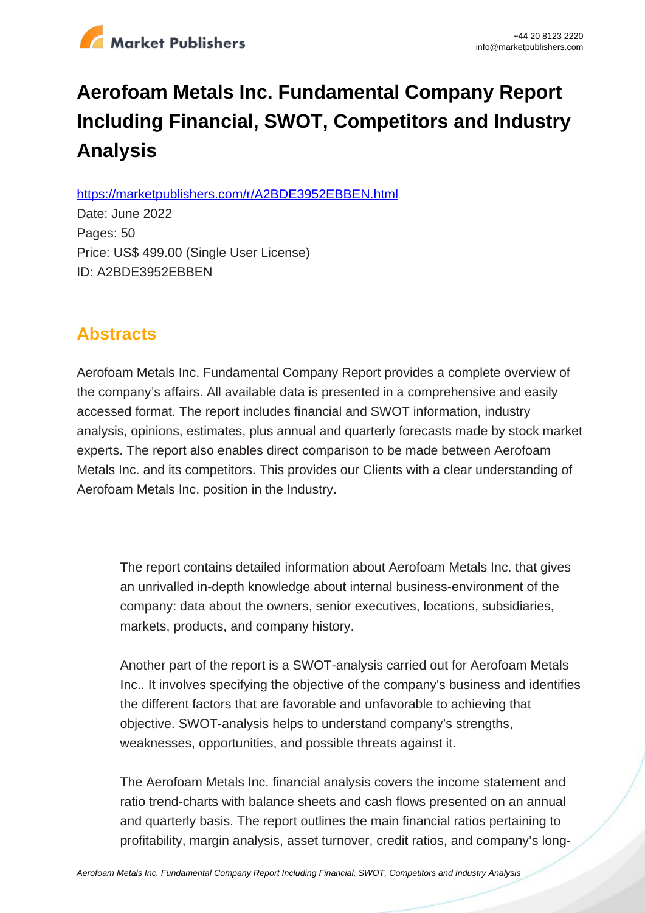# Aerofoam Metals Inc. Fundamental Company Report Including Financial, SWOT, Competitors and Industry Analysis

https://marketpublishers.com/r/A2BDE3952EBBEN.html

Date: June 2022

Pages: 50

Price: US$ 499.00 (Single User License)

ID: A2BDE3952EBBEN

## Abstracts

Aerofoam Metals Inc. Fundamental Company Report provides a complete overview of the company's affairs. All available data is presented in a comprehensive and easily accessed format. The report includes financial and SWOT information, industry analysis, opinions, estimates, plus annual and quarterly forecasts made by stock market experts. The report also enables direct comparison to be made between Aerofoam Metals Inc. and its competitors. This provides our Clients with a clear understanding of Aerofoam Metals Inc. position in the Industry.

> The report contains detailed information about Aerofoam Metals Inc. that gives an unrivalled in-depth knowledge about internal business-environment of the company: data about the owners, senior executives, locations, subsidiaries, markets, products, and company history.
>
> Another part of the report is a SWOT-analysis carried out for Aerofoam Metals Inc.. It involves specifying the objective of the company's business and identifies the different factors that are favorable and unfavorable to achieving that objective. SWOT-analysis helps to understand company's strengths, weaknesses, opportunities, and possible threats against it.
>
> The Aerofoam Metals Inc. financial analysis covers the income statement and ratio trend-charts with balance sheets and cash flows presented on an annual and quarterly basis. The report outlines the main financial ratios pertaining to profitability, margin analysis, asset turnover, credit ratios, and company's long-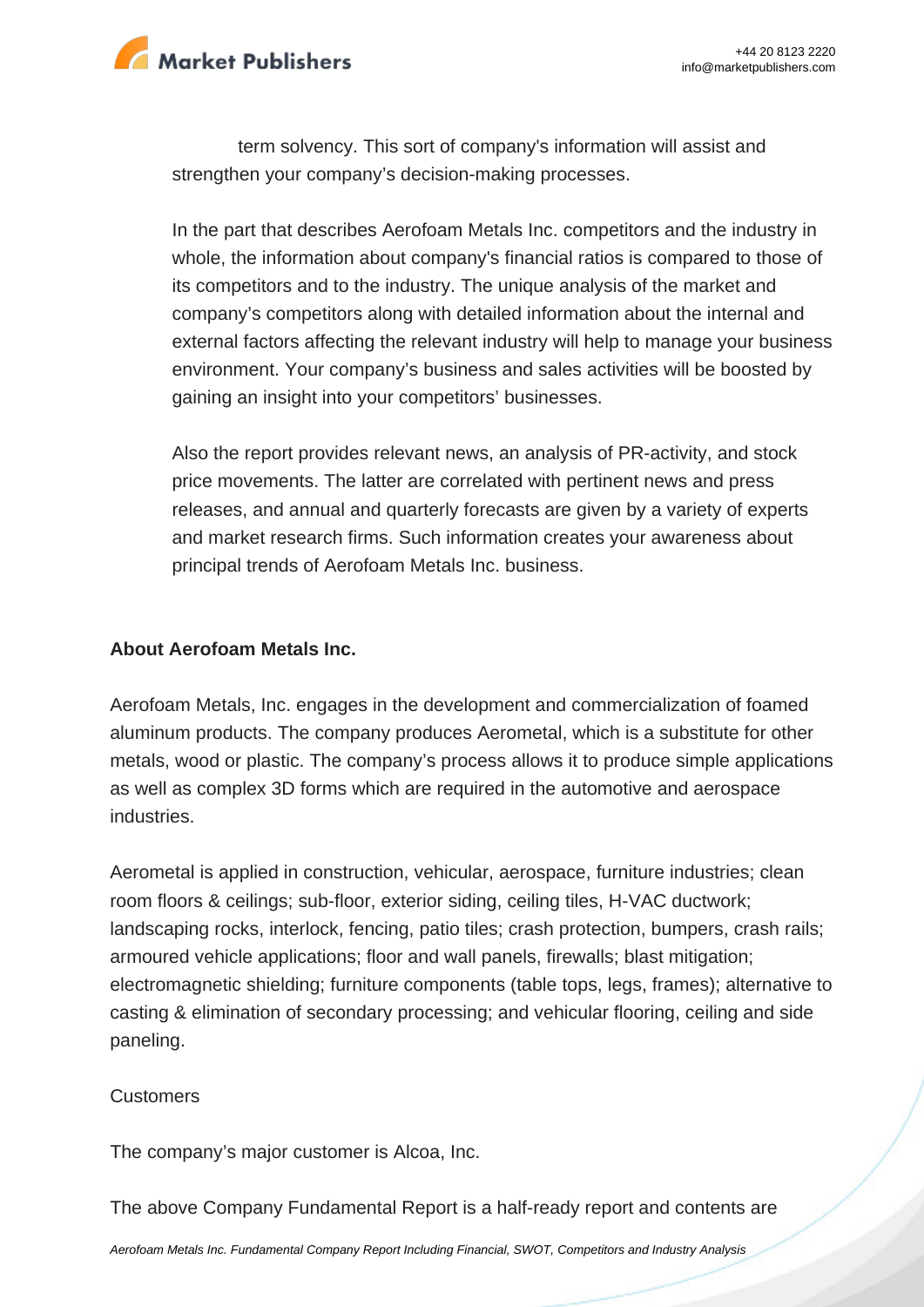term solvency. This sort of company's information will assist and strengthen your company's decision-making processes.

In the part that describes Aerofoam Metals Inc. competitors and the industry in whole, the information about company's financial ratios is compared to those of its competitors and to the industry. The unique analysis of the market and company's competitors along with detailed information about the internal and external factors affecting the relevant industry will help to manage your business environment. Your company's business and sales activities will be boosted by gaining an insight into your competitors' businesses.

Also the report provides relevant news, an analysis of PR-activity, and stock price movements. The latter are correlated with pertinent news and press releases, and annual and quarterly forecasts are given by a variety of experts and market research firms. Such information creates your awareness about principal trends of Aerofoam Metals Inc. business.

**About Aerofoam Metals Inc.**

Aerofoam Metals, Inc. engages in the development and commercialization of foamed aluminum products. The company produces Aerometal, which is a substitute for other metals, wood or plastic. The company's process allows it to produce simple applications as well as complex 3D forms which are required in the automotive and aerospace industries.

Aerometal is applied in construction, vehicular, aerospace, furniture industries; clean room floors & ceilings; sub-floor, exterior siding, ceiling tiles, H-VAC ductwork; landscaping rocks, interlock, fencing, patio tiles; crash protection, bumpers, crash rails; armoured vehicle applications; floor and wall panels, firewalls; blast mitigation; electromagnetic shielding; furniture components (table tops, legs, frames); alternative to casting & elimination of secondary processing; and vehicular flooring, ceiling and side paneling.

Customers

The company's major customer is Alcoa, Inc.

The above Company Fundamental Report is a half-ready report and contents are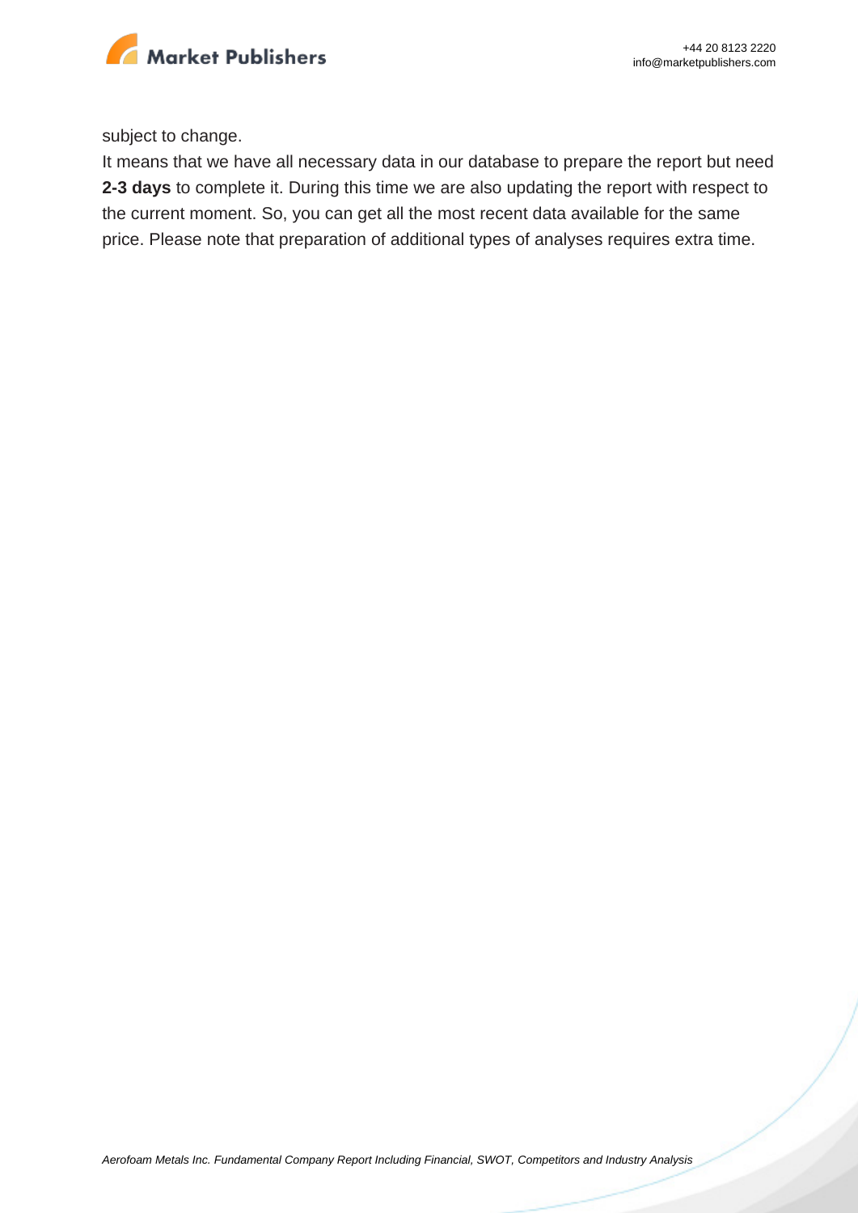subject to change.

It means that we have all necessary data in our database to prepare the report but need **2-3 days** to complete it. During this time we are also updating the report with respect to the current moment. So, you can get all the most recent data available for the same price. Please note that preparation of additional types of analyses requires extra time.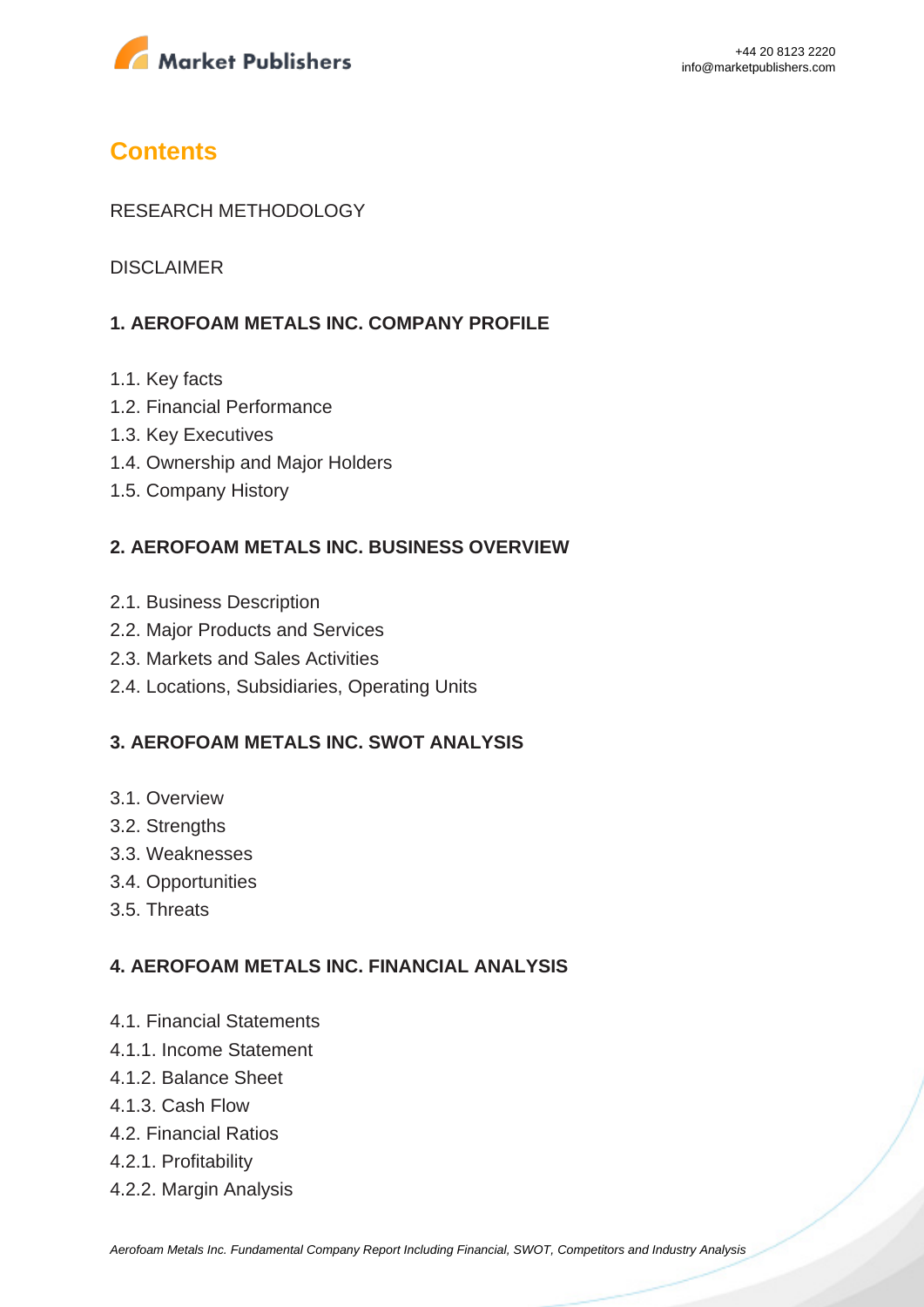# Contents

RESEARCH METHODOLOGY

DISCLAIMER

## 1. AEROFOAM METALS INC. COMPANY PROFILE

1.1. Key facts
1.2. Financial Performance
1.3. Key Executives
1.4. Ownership and Major Holders
1.5. Company History

## 2. AEROFOAM METALS INC. BUSINESS OVERVIEW

2.1. Business Description
2.2. Major Products and Services
2.3. Markets and Sales Activities
2.4. Locations, Subsidiaries, Operating Units

## 3. AEROFOAM METALS INC. SWOT ANALYSIS

3.1. Overview
3.2. Strengths
3.3. Weaknesses
3.4. Opportunities
3.5. Threats

## 4. AEROFOAM METALS INC. FINANCIAL ANALYSIS

4.1. Financial Statements
4.1.1. Income Statement
4.1.2. Balance Sheet
4.1.3. Cash Flow
4.2. Financial Ratios
4.2.1. Profitability
4.2.2. Margin Analysis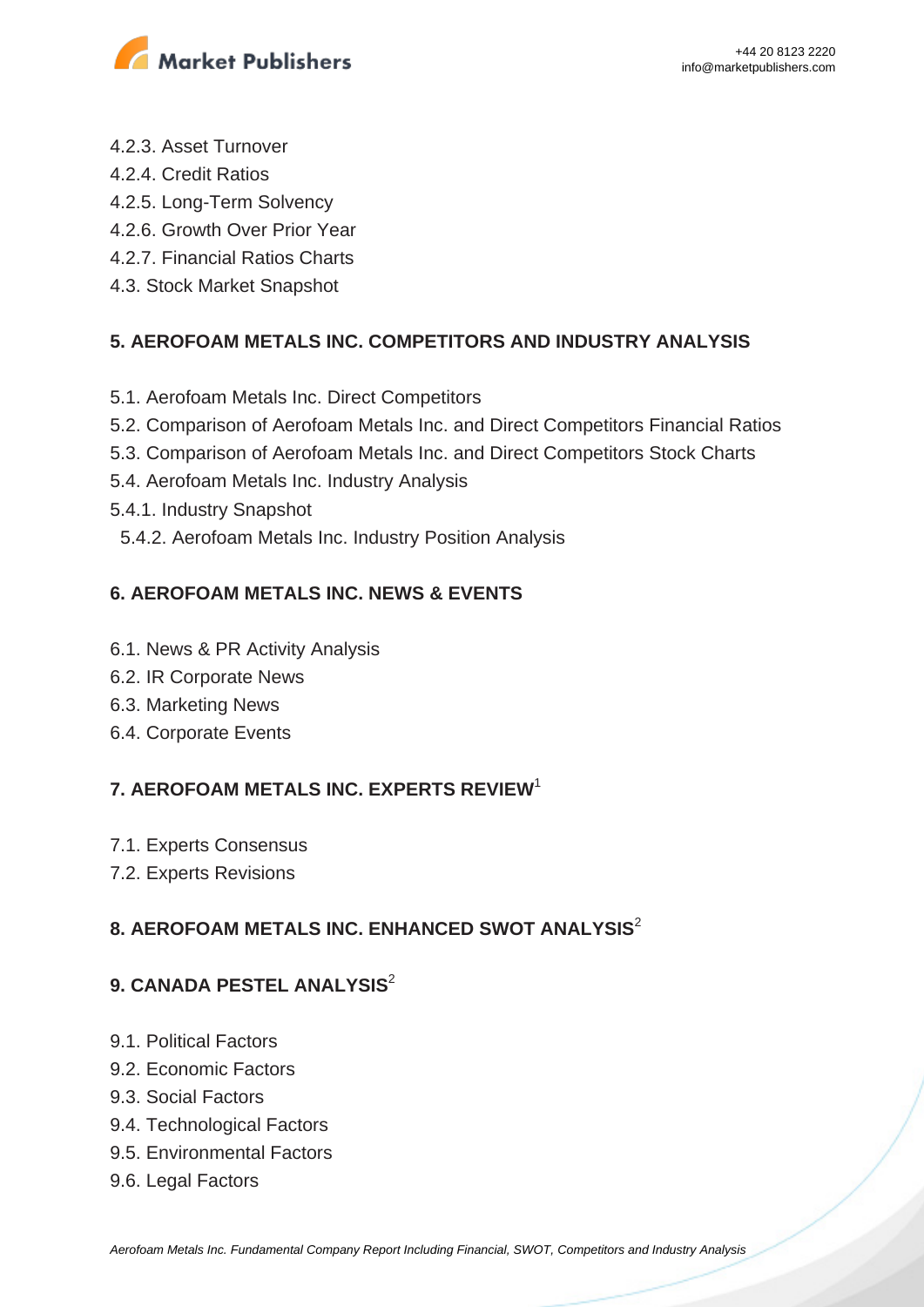4.2.3. Asset Turnover
4.2.4. Credit Ratios
4.2.5. Long-Term Solvency
4.2.6. Growth Over Prior Year
4.2.7. Financial Ratios Charts
4.3. Stock Market Snapshot

## 5. AEROFOAM METALS INC. COMPETITORS AND INDUSTRY ANALYSIS

5.1. Aerofoam Metals Inc. Direct Competitors
5.2. Comparison of Aerofoam Metals Inc. and Direct Competitors Financial Ratios
5.3. Comparison of Aerofoam Metals Inc. and Direct Competitors Stock Charts
5.4. Aerofoam Metals Inc. Industry Analysis
5.4.1. Industry Snapshot
5.4.2. Aerofoam Metals Inc. Industry Position Analysis

## 6. AEROFOAM METALS INC. NEWS & EVENTS

6.1. News & PR Activity Analysis
6.2. IR Corporate News
6.3. Marketing News
6.4. Corporate Events

## 7. AEROFOAM METALS INC. EXPERTS REVIEW[1]

7.1. Experts Consensus
7.2. Experts Revisions

## 8. AEROFOAM METALS INC. ENHANCED SWOT ANALYSIS[2]

## 9. CANADA PESTEL ANALYSIS[2]

9.1. Political Factors
9.2. Economic Factors
9.3. Social Factors
9.4. Technological Factors
9.5. Environmental Factors
9.6. Legal Factors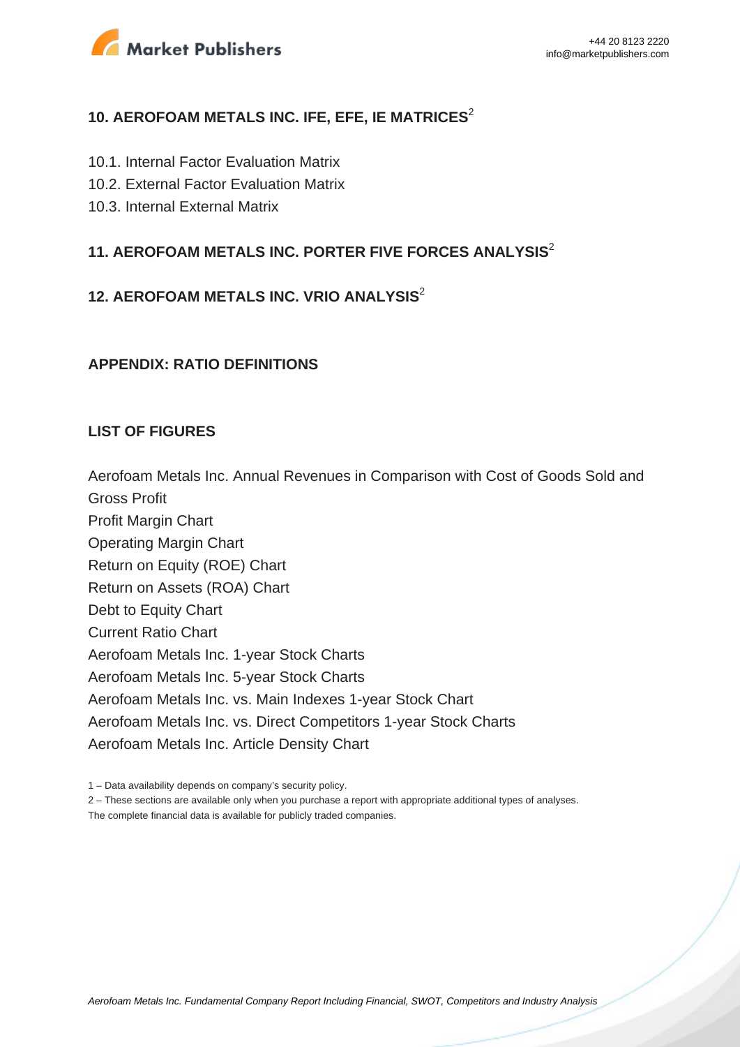## 10. AEROFOAM METALS INC. IFE, EFE, IE MATRICES[2]

10.1. Internal Factor Evaluation Matrix

10.2. External Factor Evaluation Matrix

10.3. Internal External Matrix

## 11. AEROFOAM METALS INC. PORTER FIVE FORCES ANALYSIS[2]

## 12. AEROFOAM METALS INC. VRIO ANALYSIS[2]

## APPENDIX: RATIO DEFINITIONS

## LIST OF FIGURES

Aerofoam Metals Inc. Annual Revenues in Comparison with Cost of Goods Sold and Gross Profit

Profit Margin Chart

Operating Margin Chart

Return on Equity (ROE) Chart

Return on Assets (ROA) Chart

Debt to Equity Chart

Current Ratio Chart

Aerofoam Metals Inc. 1-year Stock Charts

Aerofoam Metals Inc. 5-year Stock Charts

Aerofoam Metals Inc. vs. Main Indexes 1-year Stock Chart

Aerofoam Metals Inc. vs. Direct Competitors 1-year Stock Charts

Aerofoam Metals Inc. Article Density Chart

1 – Data availability depends on company's security policy.

2 – These sections are available only when you purchase a report with appropriate additional types of analyses.

The complete financial data is available for publicly traded companies.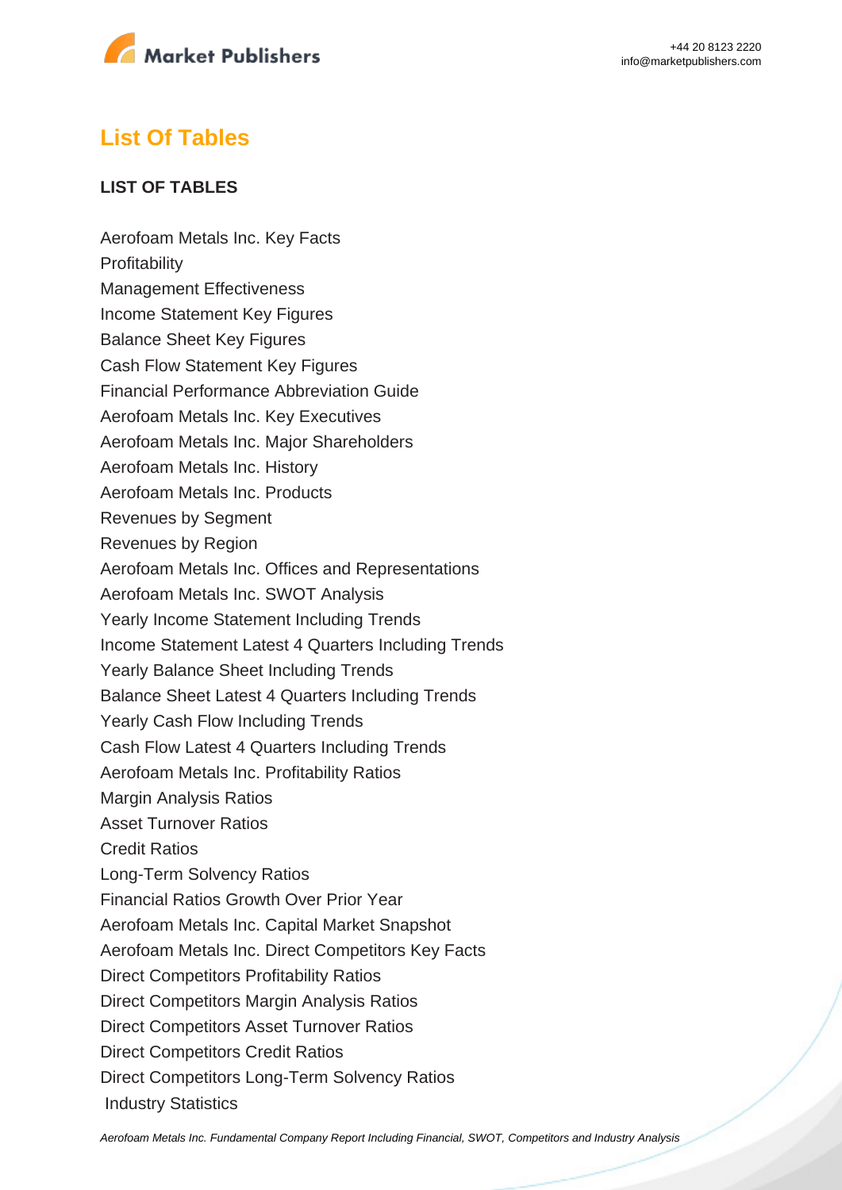## List Of Tables

**LIST OF TABLES**

Aerofoam Metals Inc. Key Facts
Profitability
Management Effectiveness
Income Statement Key Figures
Balance Sheet Key Figures
Cash Flow Statement Key Figures
Financial Performance Abbreviation Guide
Aerofoam Metals Inc. Key Executives
Aerofoam Metals Inc. Major Shareholders
Aerofoam Metals Inc. History
Aerofoam Metals Inc. Products
Revenues by Segment
Revenues by Region
Aerofoam Metals Inc. Offices and Representations
Aerofoam Metals Inc. SWOT Analysis
Yearly Income Statement Including Trends
Income Statement Latest 4 Quarters Including Trends
Yearly Balance Sheet Including Trends
Balance Sheet Latest 4 Quarters Including Trends
Yearly Cash Flow Including Trends
Cash Flow Latest 4 Quarters Including Trends
Aerofoam Metals Inc. Profitability Ratios
Margin Analysis Ratios
Asset Turnover Ratios
Credit Ratios
Long-Term Solvency Ratios
Financial Ratios Growth Over Prior Year
Aerofoam Metals Inc. Capital Market Snapshot
Aerofoam Metals Inc. Direct Competitors Key Facts
Direct Competitors Profitability Ratios
Direct Competitors Margin Analysis Ratios
Direct Competitors Asset Turnover Ratios
Direct Competitors Credit Ratios
Direct Competitors Long-Term Solvency Ratios
Industry Statistics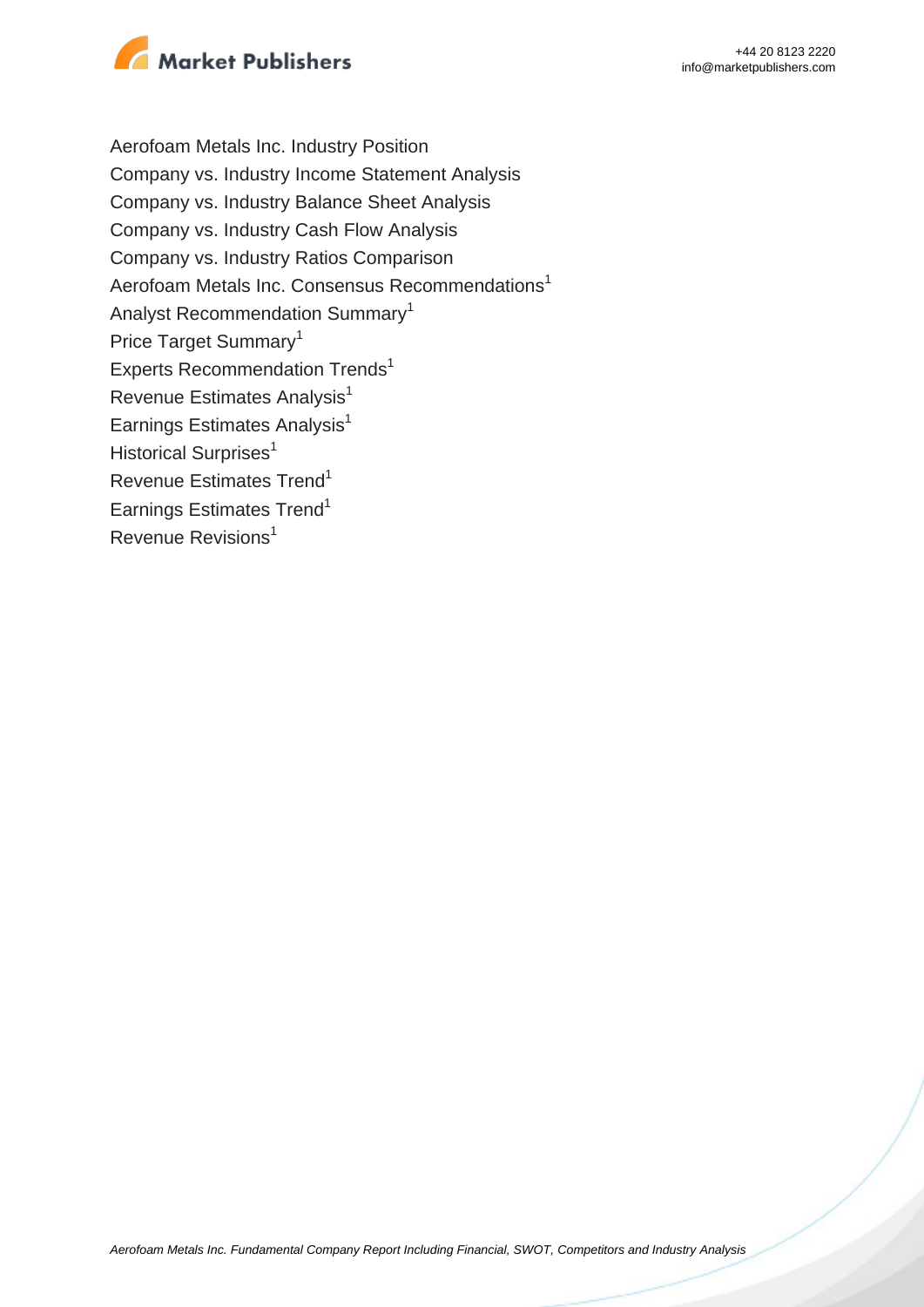Aerofoam Metals Inc. Industry Position
Company vs. Industry Income Statement Analysis
Company vs. Industry Balance Sheet Analysis
Company vs. Industry Cash Flow Analysis
Company vs. Industry Ratios Comparison
Aerofoam Metals Inc. Consensus Recommendations[1]
Analyst Recommendation Summary[1]
Price Target Summary[1]
Experts Recommendation Trends[1]
Revenue Estimates Analysis[1]
Earnings Estimates Analysis[1]
Historical Surprises[1]
Revenue Estimates Trend[1]
Earnings Estimates Trend[1]
Revenue Revisions[1]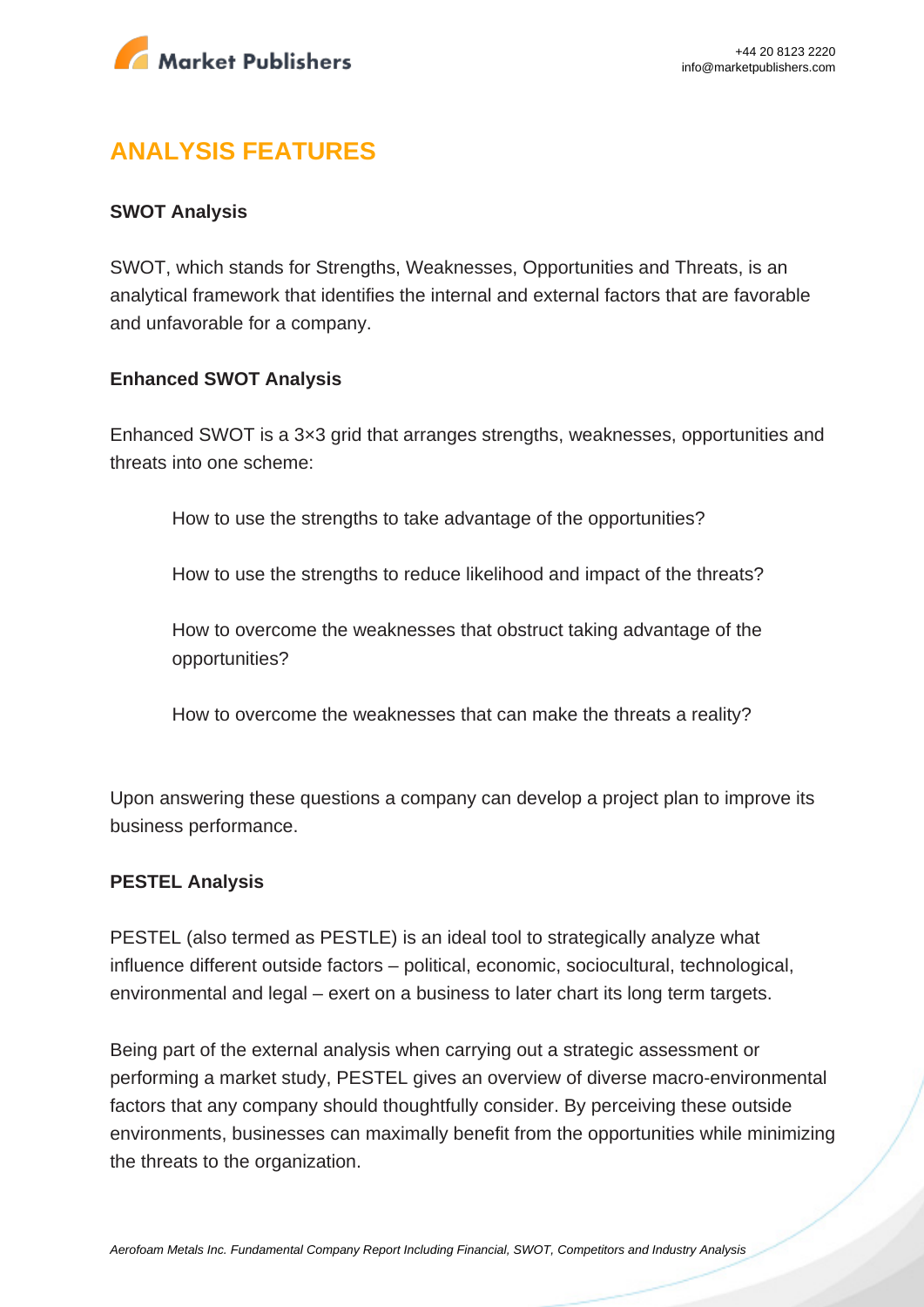## ANALYSIS FEATURES

**SWOT Analysis**

SWOT, which stands for Strengths, Weaknesses, Opportunities and Threats, is an analytical framework that identifies the internal and external factors that are favorable and unfavorable for a company.

**Enhanced SWOT Analysis**

Enhanced SWOT is a 3×3 grid that arranges strengths, weaknesses, opportunities and threats into one scheme:

How to use the strengths to take advantage of the opportunities?

How to use the strengths to reduce likelihood and impact of the threats?

How to overcome the weaknesses that obstruct taking advantage of the opportunities?

How to overcome the weaknesses that can make the threats a reality?

Upon answering these questions a company can develop a project plan to improve its business performance.

**PESTEL Analysis**

PESTEL (also termed as PESTLE) is an ideal tool to strategically analyze what influence different outside factors – political, economic, sociocultural, technological, environmental and legal – exert on a business to later chart its long term targets.

Being part of the external analysis when carrying out a strategic assessment or performing a market study, PESTEL gives an overview of diverse macro-environmental factors that any company should thoughtfully consider. By perceiving these outside environments, businesses can maximally benefit from the opportunities while minimizing the threats to the organization.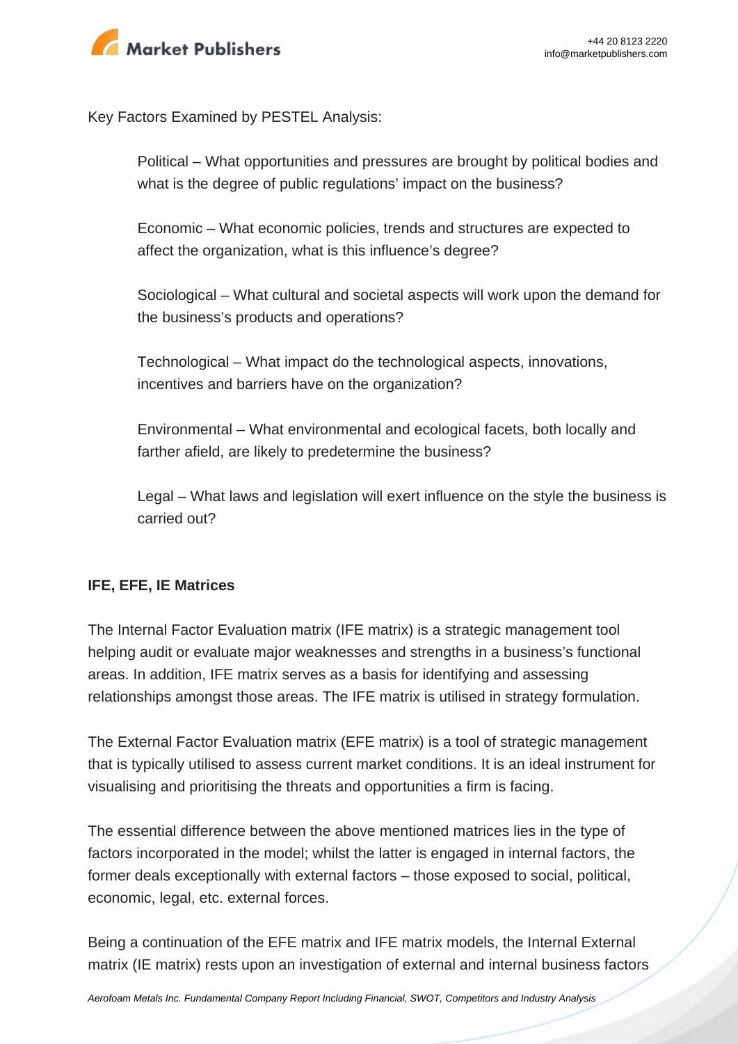Key Factors Examined by PESTEL Analysis:

> Political – What opportunities and pressures are brought by political bodies and what is the degree of public regulations' impact on the business?
>
> Economic – What economic policies, trends and structures are expected to affect the organization, what is this influence's degree?
>
> Sociological – What cultural and societal aspects will work upon the demand for the business's products and operations?
>
> Technological – What impact do the technological aspects, innovations, incentives and barriers have on the organization?
>
> Environmental – What environmental and ecological facets, both locally and farther afield, are likely to predetermine the business?
>
> Legal – What laws and legislation will exert influence on the style the business is carried out?

**IFE, EFE, IE Matrices**

The Internal Factor Evaluation matrix (IFE matrix) is a strategic management tool helping audit or evaluate major weaknesses and strengths in a business's functional areas. In addition, IFE matrix serves as a basis for identifying and assessing relationships amongst those areas. The IFE matrix is utilised in strategy formulation.

The External Factor Evaluation matrix (EFE matrix) is a tool of strategic management that is typically utilised to assess current market conditions. It is an ideal instrument for visualising and prioritising the threats and opportunities a firm is facing.

The essential difference between the above mentioned matrices lies in the type of factors incorporated in the model; whilst the latter is engaged in internal factors, the former deals exceptionally with external factors – those exposed to social, political, economic, legal, etc. external forces.

Being a continuation of the EFE matrix and IFE matrix models, the Internal External matrix (IE matrix) rests upon an investigation of external and internal business factors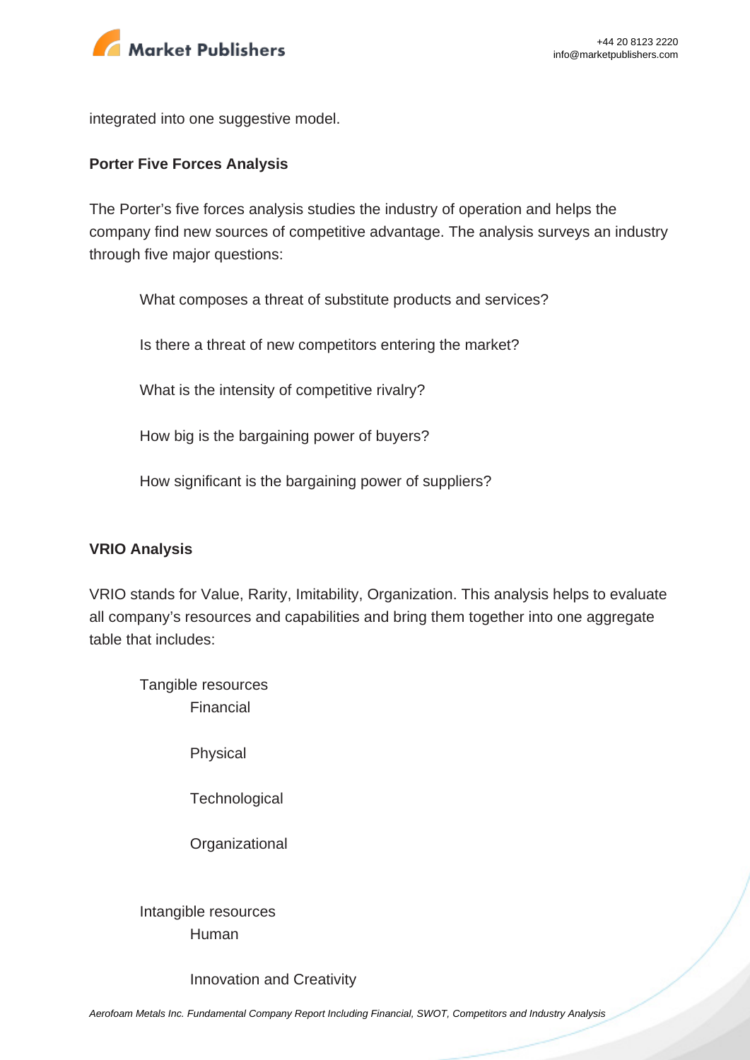integrated into one suggestive model.

**Porter Five Forces Analysis**

The Porter's five forces analysis studies the industry of operation and helps the company find new sources of competitive advantage. The analysis surveys an industry through five major questions:

- What composes a threat of substitute products and services?
- Is there a threat of new competitors entering the market?
- What is the intensity of competitive rivalry?
- How big is the bargaining power of buyers?
- How significant is the bargaining power of suppliers?

**VRIO Analysis**

VRIO stands for Value, Rarity, Imitability, Organization. This analysis helps to evaluate all company's resources and capabilities and bring them together into one aggregate table that includes:

- Tangible resources
  - Financial
  - Physical
  - Technological
  - Organizational
- Intangible resources
  - Human
  - Innovation and Creativity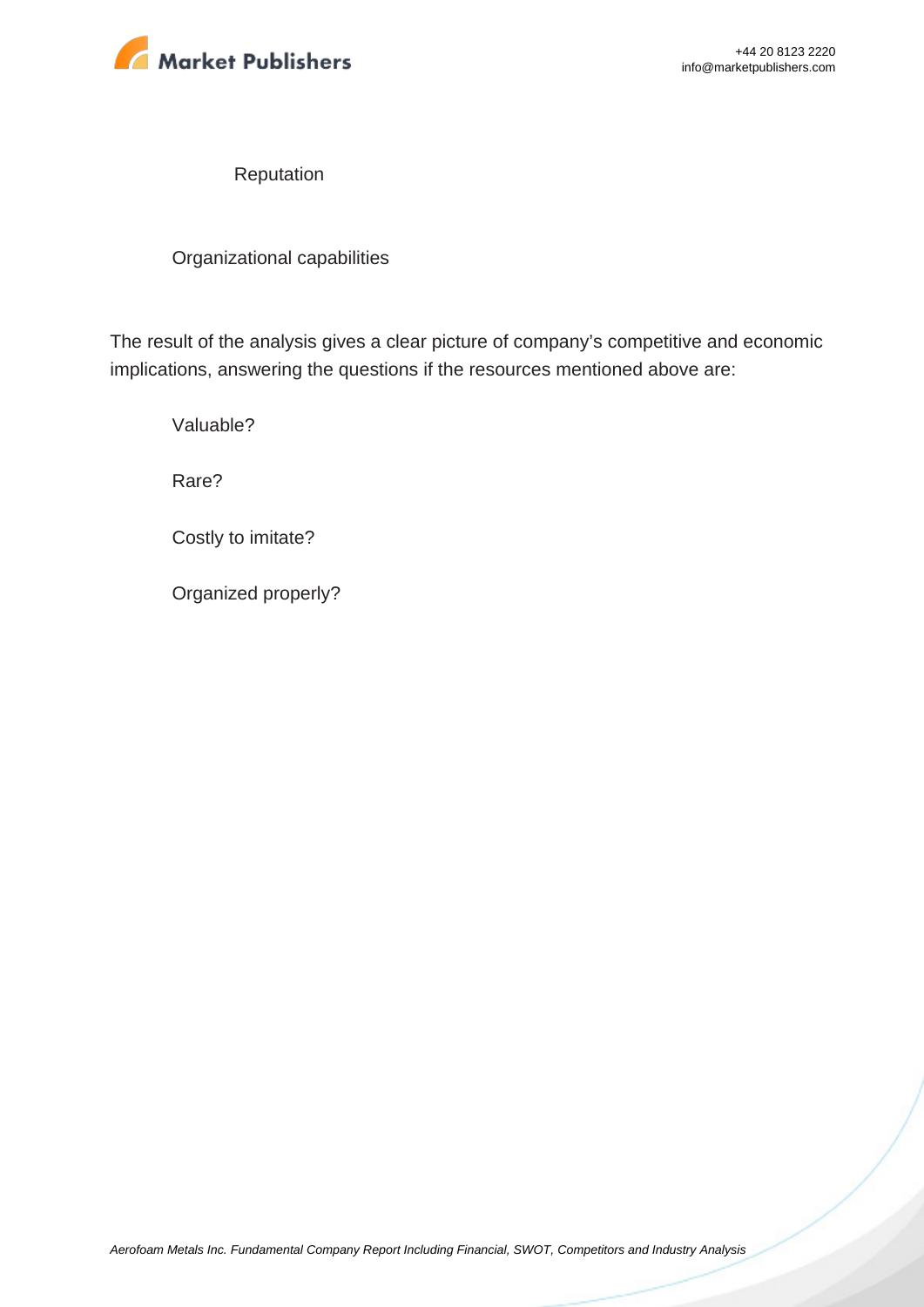- Reputation
- Organizational capabilities

The result of the analysis gives a clear picture of company's competitive and economic implications, answering the questions if the resources mentioned above are:

- Valuable?
- Rare?
- Costly to imitate?
- Organized properly?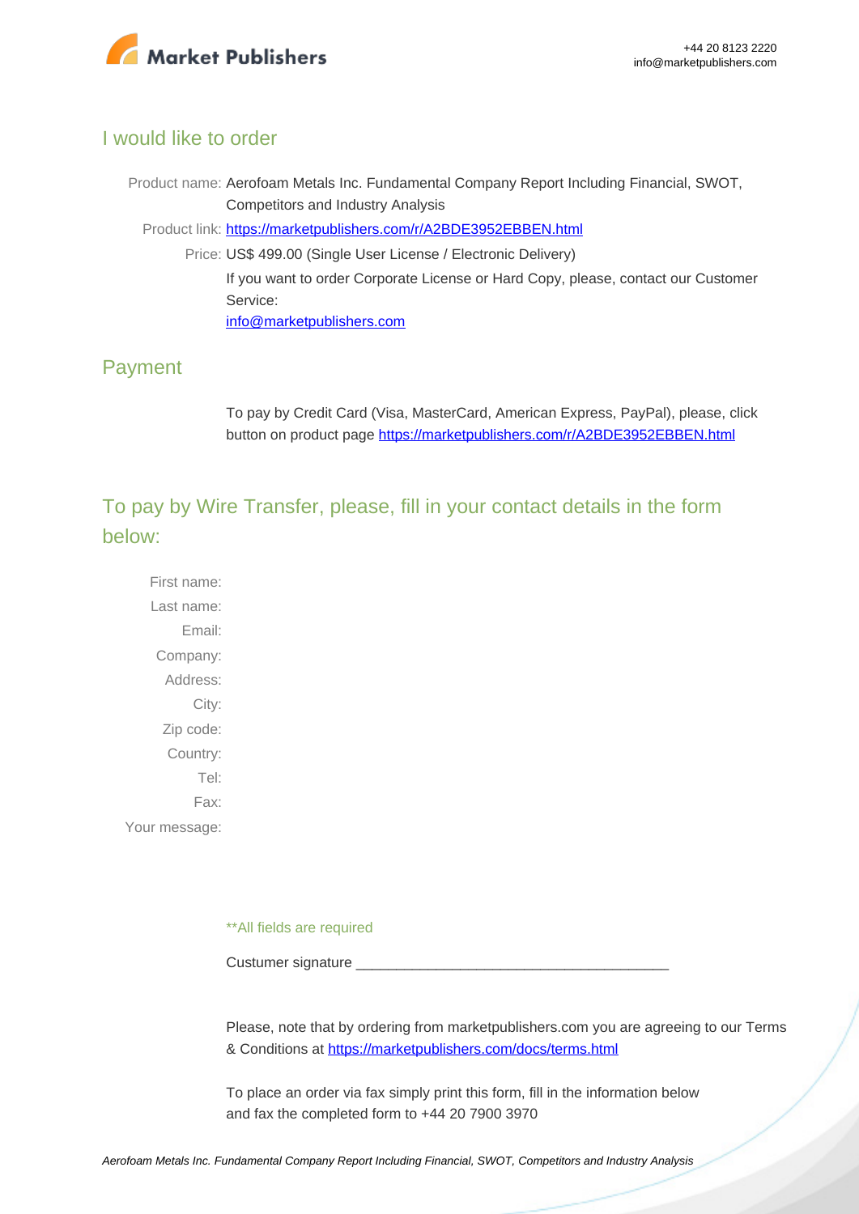## I would like to order

Product name: Aerofoam Metals Inc. Fundamental Company Report Including Financial, SWOT, Competitors and Industry Analysis

Product link: [https://marketpublishers.com/r/A2BDE3952EBBEN.html](https://marketpublishers.com/r/A2BDE3952EBBEN.html)

Price: US$ 499.00 (Single User License / Electronic Delivery)

If you want to order Corporate License or Hard Copy, please, contact our Customer Service:

[info@marketpublishers.com](mailto:info@marketpublishers.com)

## Payment

To pay by Credit Card (Visa, MasterCard, American Express, PayPal), please, click button on product page [https://marketpublishers.com/r/A2BDE3952EBBEN.html](https://marketpublishers.com/r/A2BDE3952EBBEN.html)

## To pay by Wire Transfer, please, fill in your contact details in the form below:

First name:

Last name:

Email:

Company:

Address:

City:

Zip code:

Country:

Tel:

Fax:

Your message:

**All fields are required

Custumer signature _______________________________________

Please, note that by ordering from marketpublishers.com you are agreeing to our Terms & Conditions at [https://marketpublishers.com/docs/terms.html](https://marketpublishers.com/docs/terms.html)

To place an order via fax simply print this form, fill in the information below and fax the completed form to +44 20 7900 3970